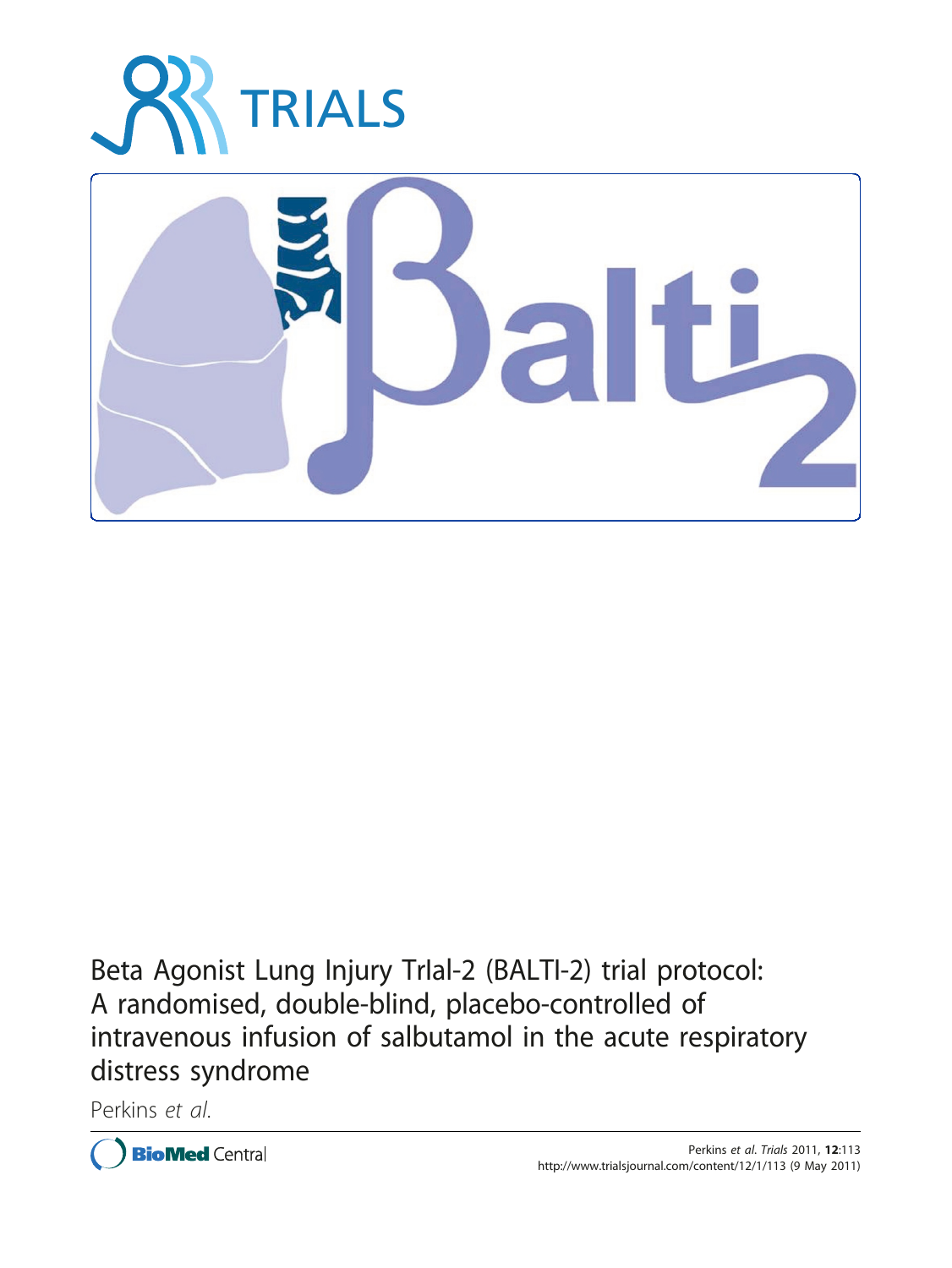# Beta Agonist Lung Injury TrIal-2 (BALTI-2) trial protocol: A randomised, double-blind, placebo-controlled of intravenous infusion of salbutamol in the acute respiratory distress syndrome

Perkins *et al.*

Perkins *et al. Trials* 2011, **12**:113
http://www.trialsjournal.com/content/12/1/113 (9 May 2011)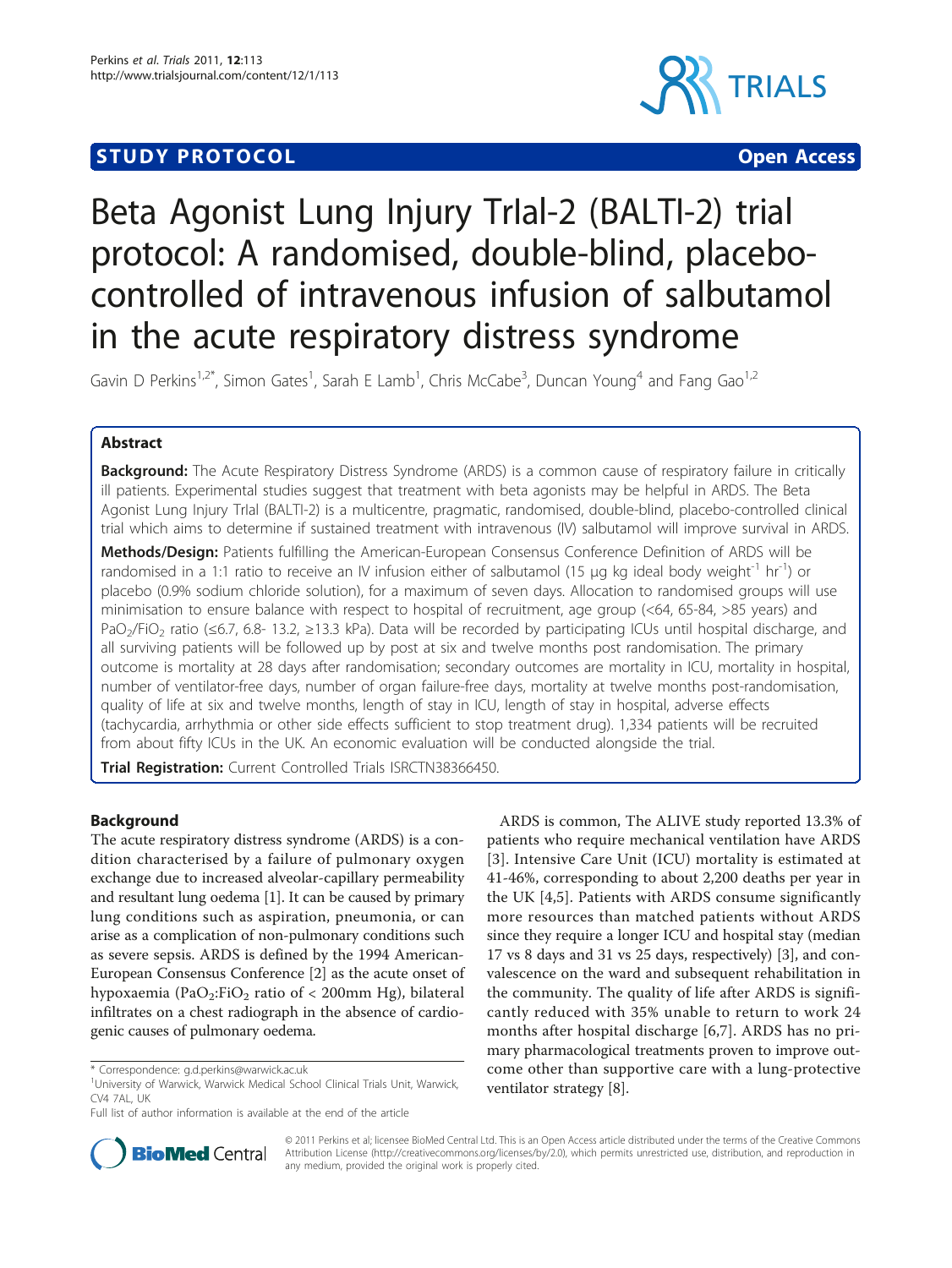# Beta Agonist Lung Injury TrIal-2 (BALTI-2) trial protocol: A randomised, double-blind, placebo-controlled of intravenous infusion of salbutamol in the acute respiratory distress syndrome

Gavin D Perkins[1,2*], Simon Gates[1], Sarah E Lamb[1], Chris McCabe[3], Duncan Young[4] and Fang Gao[1,2]

## Abstract

**Background:** The Acute Respiratory Distress Syndrome (ARDS) is a common cause of respiratory failure in critically ill patients. Experimental studies suggest that treatment with beta agonists may be helpful in ARDS. The Beta Agonist Lung Injury TrIal (BALTI-2) is a multicentre, pragmatic, randomised, double-blind, placebo-controlled clinical trial which aims to determine if sustained treatment with intravenous (IV) salbutamol will improve survival in ARDS.

**Methods/Design:** Patients fulfilling the American-European Consensus Conference Definition of ARDS will be randomised in a 1:1 ratio to receive an IV infusion either of salbutamol (15 μg kg ideal body weight$^{-1}$ hr$^{-1}$) or placebo (0.9% sodium chloride solution), for a maximum of seven days. Allocation to randomised groups will use minimisation to ensure balance with respect to hospital of recruitment, age group (<64, 65-84, >85 years) and $PaO_2/FiO_2$ ratio (≤6.7, 6.8- 13.2, ≥13.3 kPa). Data will be recorded by participating ICUs until hospital discharge, and all surviving patients will be followed up by post at six and twelve months post randomisation. The primary outcome is mortality at 28 days after randomisation; secondary outcomes are mortality in ICU, mortality in hospital, number of ventilator-free days, number of organ failure-free days, mortality at twelve months post-randomisation, quality of life at six and twelve months, length of stay in ICU, length of stay in hospital, adverse effects (tachycardia, arrhythmia or other side effects sufficient to stop treatment drug). 1,334 patients will be recruited from about fifty ICUs in the UK. An economic evaluation will be conducted alongside the trial.

**Trial Registration:** Current Controlled Trials ISRCTN38366450.

## Background

The acute respiratory distress syndrome (ARDS) is a condition characterised by a failure of pulmonary oxygen exchange due to increased alveolar-capillary permeability and resultant lung oedema [1]. It can be caused by primary lung conditions such as aspiration, pneumonia, or can arise as a complication of non-pulmonary conditions such as severe sepsis. ARDS is defined by the 1994 American-European Consensus Conference [2] as the acute onset of hypoxaemia ($PaO_2:FiO_2$ ratio of < 200mm Hg), bilateral infiltrates on a chest radiograph in the absence of cardiogenic causes of pulmonary oedema.

ARDS is common, The ALIVE study reported 13.3% of patients who require mechanical ventilation have ARDS [3]. Intensive Care Unit (ICU) mortality is estimated at 41-46%, corresponding to about 2,200 deaths per year in the UK [4,5]. Patients with ARDS consume significantly more resources than matched patients without ARDS since they require a longer ICU and hospital stay (median 17 vs 8 days and 31 vs 25 days, respectively) [3], and convalescence on the ward and subsequent rehabilitation in the community. The quality of life after ARDS is significantly reduced with 35% unable to return to work 24 months after hospital discharge [6,7]. ARDS has no primary pharmacological treatments proven to improve outcome other than supportive care with a lung-protective ventilator strategy [8].

\* Correspondence: g.d.perkins@warwick.ac.uk
[1]University of Warwick, Warwick Medical School Clinical Trials Unit, Warwick, CV4 7AL, UK
Full list of author information is available at the end of the article

© 2011 Perkins et al; licensee BioMed Central Ltd. This is an Open Access article distributed under the terms of the Creative Commons Attribution License (http://creativecommons.org/licenses/by/2.0), which permits unrestricted use, distribution, and reproduction in any medium, provided the original work is properly cited.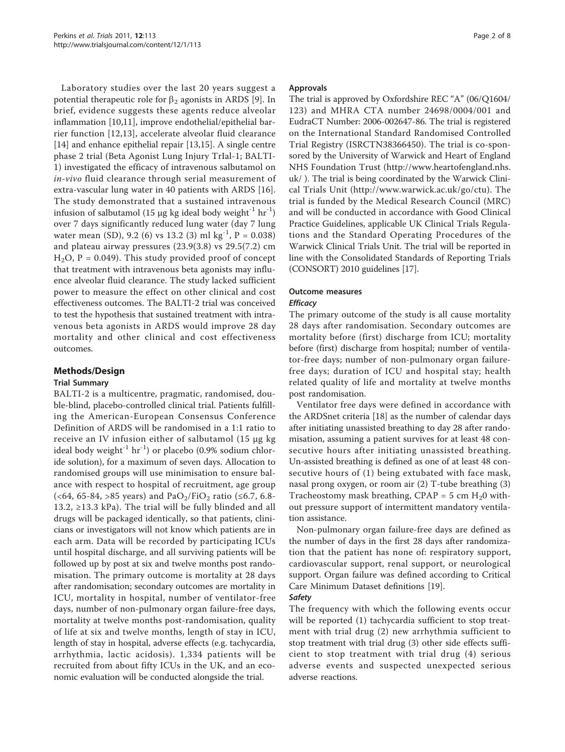Laboratory studies over the last 20 years suggest a potential therapeutic role for $\beta_2$ agonists in ARDS [9]. In brief, evidence suggests these agents reduce alveolar inflammation [10,11], improve endothelial/epithelial barrier function [12,13], accelerate alveolar fluid clearance [14] and enhance epithelial repair [13,15]. A single centre phase 2 trial (Beta Agonist Lung Injury TrIal-1; BALTI-1) investigated the efficacy of intravenous salbutamol on *in-vivo* fluid clearance through serial measurement of extra-vascular lung water in 40 patients with ARDS [16]. The study demonstrated that a sustained intravenous infusion of salbutamol (15 μg kg ideal body weight$^{-1}$ hr$^{-1}$) over 7 days significantly reduced lung water (day 7 lung water mean (SD), 9.2 (6) vs 13.2 (3) ml kg$^{-1}$, P = 0.038) and plateau airway pressures (23.9(3.8) vs 29.5(7.2) cm $H_2O$, P = 0.049). This study provided proof of concept that treatment with intravenous beta agonists may influence alveolar fluid clearance. The study lacked sufficient power to measure the effect on other clinical and cost effectiveness outcomes. The BALTI-2 trial was conceived to test the hypothesis that sustained treatment with intravenous beta agonists in ARDS would improve 28 day mortality and other clinical and cost effectiveness outcomes.

## Methods/Design

### Trial Summary

BALTI-2 is a multicentre, pragmatic, randomised, double-blind, placebo-controlled clinical trial. Patients fulfilling the American-European Consensus Conference Definition of ARDS will be randomised in a 1:1 ratio to receive an IV infusion either of salbutamol (15 μg kg ideal body weight$^{-1}$ hr$^{-1}$) or placebo (0.9% sodium chloride solution), for a maximum of seven days. Allocation to randomised groups will use minimisation to ensure balance with respect to hospital of recruitment, age group (<64, 65-84, >85 years) and $PaO_2/FiO_2$ ratio (≤6.7, 6.8-13.2, ≥13.3 kPa). The trial will be fully blinded and all drugs will be packaged identically, so that patients, clinicians or investigators will not know which patients are in each arm. Data will be recorded by participating ICUs until hospital discharge, and all surviving patients will be followed up by post at six and twelve months post randomisation. The primary outcome is mortality at 28 days after randomisation; secondary outcomes are mortality in ICU, mortality in hospital, number of ventilator-free days, number of non-pulmonary organ failure-free days, mortality at twelve months post-randomisation, quality of life at six and twelve months, length of stay in ICU, length of stay in hospital, adverse effects (e.g. tachycardia, arrhythmia, lactic acidosis). 1,334 patients will be recruited from about fifty ICUs in the UK, and an economic evaluation will be conducted alongside the trial.

### Approvals

The trial is approved by Oxfordshire REC "A" (06/Q1604/123) and MHRA CTA number 24698/0004/001 and EudraCT Number: 2006-002647-86. The trial is registered on the International Standard Randomised Controlled Trial Registry (ISRCTN38366450). The trial is co-sponsored by the University of Warwick and Heart of England NHS Foundation Trust (http://www.heartofengland.nhs.uk/ ). The trial is being coordinated by the Warwick Clinical Trials Unit (http://www.warwick.ac.uk/go/ctu). The trial is funded by the Medical Research Council (MRC) and will be conducted in accordance with Good Clinical Practice Guidelines, applicable UK Clinical Trials Regulations and the Standard Operating Procedures of the Warwick Clinical Trials Unit. The trial will be reported in line with the Consolidated Standards of Reporting Trials (CONSORT) 2010 guidelines [17].

### Outcome measures

#### *Efficacy*

The primary outcome of the study is all cause mortality 28 days after randomisation. Secondary outcomes are mortality before (first) discharge from ICU; mortality before (first) discharge from hospital; number of ventilator-free days; number of non-pulmonary organ failure-free days; duration of ICU and hospital stay; health related quality of life and mortality at twelve months post randomisation.

Ventilator free days were defined in accordance with the ARDSnet criteria [18] as the number of calendar days after initiating unassisted breathing to day 28 after randomisation, assuming a patient survives for at least 48 consecutive hours after initiating unassisted breathing. Un-assisted breathing is defined as one of at least 48 consecutive hours of (1) being extubated with face mask, nasal prong oxygen, or room air (2) T-tube breathing (3) Tracheostomy mask breathing, CPAP = 5 cm $H_2$0 without pressure support of intermittent mandatory ventilation assistance.

Non-pulmonary organ failure-free days are defined as the number of days in the first 28 days after randomization that the patient has none of: respiratory support, cardiovascular support, renal support, or neurological support. Organ failure was defined according to Critical Care Minimum Dataset definitions [19].

#### *Safety*

The frequency with which the following events occur will be reported (1) tachycardia sufficient to stop treatment with trial drug (2) new arrhythmia sufficient to stop treatment with trial drug (3) other side effects sufficient to stop treatment with trial drug (4) serious adverse events and suspected unexpected serious adverse reactions.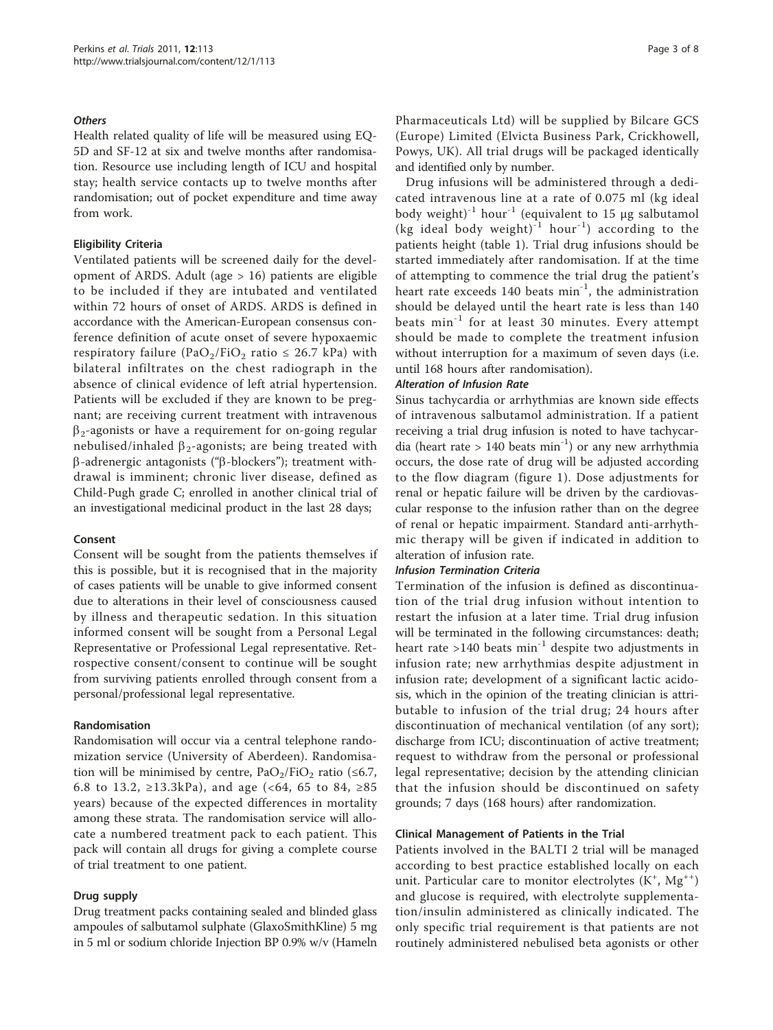#### *Others*

Health related quality of life will be measured using EQ-5D and SF-12 at six and twelve months after randomisation. Resource use including length of ICU and hospital stay; health service contacts up to twelve months after randomisation; out of pocket expenditure and time away from work.

### Eligibility Criteria

Ventilated patients will be screened daily for the development of ARDS. Adult (age > 16) patients are eligible to be included if they are intubated and ventilated within 72 hours of onset of ARDS. ARDS is defined in accordance with the American-European consensus conference definition of acute onset of severe hypoxaemic respiratory failure ($PaO_2/FiO_2$ ratio ≤ 26.7 kPa) with bilateral infiltrates on the chest radiograph in the absence of clinical evidence of left atrial hypertension. Patients will be excluded if they are known to be pregnant; are receiving current treatment with intravenous $\beta_2$-agonists or have a requirement for on-going regular nebulised/inhaled $\beta_2$-agonists; are being treated with β-adrenergic antagonists ("β-blockers"); treatment withdrawal is imminent; chronic liver disease, defined as Child-Pugh grade C; enrolled in another clinical trial of an investigational medicinal product in the last 28 days;

### Consent

Consent will be sought from the patients themselves if this is possible, but it is recognised that in the majority of cases patients will be unable to give informed consent due to alterations in their level of consciousness caused by illness and therapeutic sedation. In this situation informed consent will be sought from a Personal Legal Representative or Professional Legal representative. Retrospective consent/consent to continue will be sought from surviving patients enrolled through consent from a personal/professional legal representative.

### Randomisation

Randomisation will occur via a central telephone randomization service (University of Aberdeen). Randomisation will be minimised by centre, $PaO_2/FiO_2$ ratio (≤6.7, 6.8 to 13.2, ≥13.3kPa), and age (<64, 65 to 84, ≥85 years) because of the expected differences in mortality among these strata. The randomisation service will allocate a numbered treatment pack to each patient. This pack will contain all drugs for giving a complete course of trial treatment to one patient.

### Drug supply

Drug treatment packs containing sealed and blinded glass ampoules of salbutamol sulphate (GlaxoSmithKline) 5 mg in 5 ml or sodium chloride Injection BP 0.9% w/v (Hameln Pharmaceuticals Ltd) will be supplied by Bilcare GCS (Europe) Limited (Elvicta Business Park, Crickhowell, Powys, UK). All trial drugs will be packaged identically and identified only by number.

Drug infusions will be administered through a dedicated intravenous line at a rate of 0.075 ml (kg ideal body weight)$^{-1}$ hour$^{-1}$ (equivalent to 15 μg salbutamol (kg ideal body weight)$^{-1}$ hour$^{-1}$) according to the patients height (table 1). Trial drug infusions should be started immediately after randomisation. If at the time of attempting to commence the trial drug the patient's heart rate exceeds 140 beats min$^{-1}$, the administration should be delayed until the heart rate is less than 140 beats min$^{-1}$ for at least 30 minutes. Every attempt should be made to complete the treatment infusion without interruption for a maximum of seven days (i.e. until 168 hours after randomisation).

#### *Alteration of Infusion Rate*

Sinus tachycardia or arrhythmias are known side effects of intravenous salbutamol administration. If a patient receiving a trial drug infusion is noted to have tachycardia (heart rate > 140 beats min$^{-1}$) or any new arrhythmia occurs, the dose rate of drug will be adjusted according to the flow diagram (figure 1). Dose adjustments for renal or hepatic failure will be driven by the cardiovascular response to the infusion rather than on the degree of renal or hepatic impairment. Standard anti-arrhythmic therapy will be given if indicated in addition to alteration of infusion rate.

#### *Infusion Termination Criteria*

Termination of the infusion is defined as discontinuation of the trial drug infusion without intention to restart the infusion at a later time. Trial drug infusion will be terminated in the following circumstances: death; heart rate >140 beats min$^{-1}$ despite two adjustments in infusion rate; new arrhythmias despite adjustment in infusion rate; development of a significant lactic acidosis, which in the opinion of the treating clinician is attributable to infusion of the trial drug; 24 hours after discontinuation of mechanical ventilation (of any sort); discharge from ICU; discontinuation of active treatment; request to withdraw from the personal or professional legal representative; decision by the attending clinician that the infusion should be discontinued on safety grounds; 7 days (168 hours) after randomization.

### Clinical Management of Patients in the Trial

Patients involved in the BALTI 2 trial will be managed according to best practice established locally on each unit. Particular care to monitor electrolytes ($K^+$, $Mg^{++}$) and glucose is required, with electrolyte supplementation/insulin administered as clinically indicated. The only specific trial requirement is that patients are not routinely administered nebulised beta agonists or other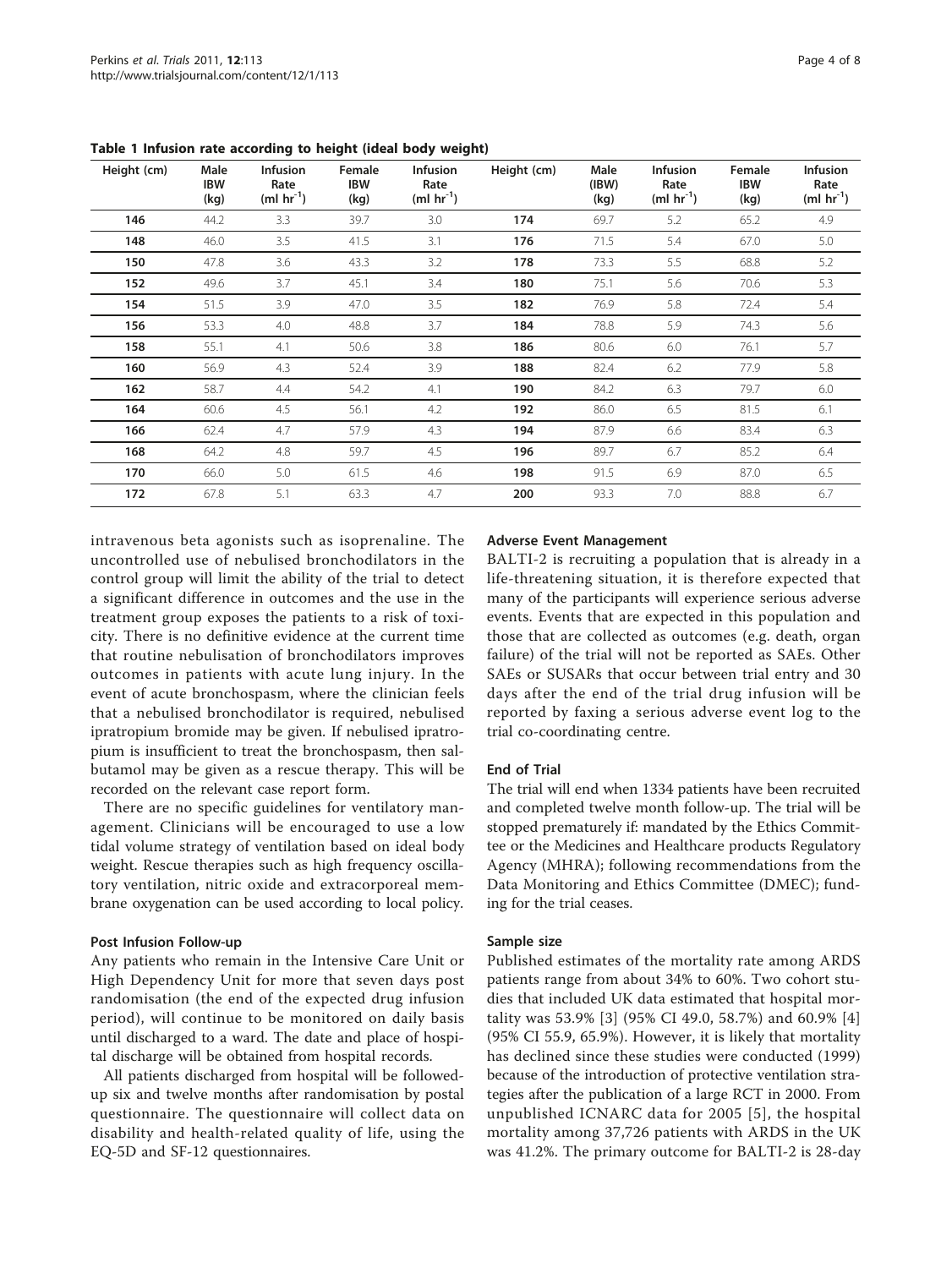**Table 1 Infusion rate according to height (ideal body weight)**

| Height (cm) | Male IBW (kg) | Infusion Rate (ml $hr^{-1}$) | Female IBW (kg) | Infusion Rate (ml $hr^{-1}$) | Height (cm) | Male (IBW) (kg) | Infusion Rate (ml $hr^{-1}$) | Female IBW (kg) | Infusion Rate (ml $hr^{-1}$) |
|---|---|---|---|---|---|---|---|---|---|
| **146** | 44.2 | 3.3 | 39.7 | 3.0 | **174** | 69.7 | 5.2 | 65.2 | 4.9 |
| **148** | 46.0 | 3.5 | 41.5 | 3.1 | **176** | 71.5 | 5.4 | 67.0 | 5.0 |
| **150** | 47.8 | 3.6 | 43.3 | 3.2 | **178** | 73.3 | 5.5 | 68.8 | 5.2 |
| **152** | 49.6 | 3.7 | 45.1 | 3.4 | **180** | 75.1 | 5.6 | 70.6 | 5.3 |
| **154** | 51.5 | 3.9 | 47.0 | 3.5 | **182** | 76.9 | 5.8 | 72.4 | 5.4 |
| **156** | 53.3 | 4.0 | 48.8 | 3.7 | **184** | 78.8 | 5.9 | 74.3 | 5.6 |
| **158** | 55.1 | 4.1 | 50.6 | 3.8 | **186** | 80.6 | 6.0 | 76.1 | 5.7 |
| **160** | 56.9 | 4.3 | 52.4 | 3.9 | **188** | 82.4 | 6.2 | 77.9 | 5.8 |
| **162** | 58.7 | 4.4 | 54.2 | 4.1 | **190** | 84.2 | 6.3 | 79.7 | 6.0 |
| **164** | 60.6 | 4.5 | 56.1 | 4.2 | **192** | 86.0 | 6.5 | 81.5 | 6.1 |
| **166** | 62.4 | 4.7 | 57.9 | 4.3 | **194** | 87.9 | 6.6 | 83.4 | 6.3 |
| **168** | 64.2 | 4.8 | 59.7 | 4.5 | **196** | 89.7 | 6.7 | 85.2 | 6.4 |
| **170** | 66.0 | 5.0 | 61.5 | 4.6 | **198** | 91.5 | 6.9 | 87.0 | 6.5 |
| **172** | 67.8 | 5.1 | 63.3 | 4.7 | **200** | 93.3 | 7.0 | 88.8 | 6.7 |

intravenous beta agonists such as isoprenaline. The uncontrolled use of nebulised bronchodilators in the control group will limit the ability of the trial to detect a significant difference in outcomes and the use in the treatment group exposes the patients to a risk of toxicity. There is no definitive evidence at the current time that routine nebulisation of bronchodilators improves outcomes in patients with acute lung injury. In the event of acute bronchospasm, where the clinician feels that a nebulised bronchodilator is required, nebulised ipratropium bromide may be given. If nebulised ipratropium is insufficient to treat the bronchospasm, then salbutamol may be given as a rescue therapy. This will be recorded on the relevant case report form.

There are no specific guidelines for ventilatory management. Clinicians will be encouraged to use a low tidal volume strategy of ventilation based on ideal body weight. Rescue therapies such as high frequency oscillatory ventilation, nitric oxide and extracorporeal membrane oxygenation can be used according to local policy.

#### Post Infusion Follow-up

Any patients who remain in the Intensive Care Unit or High Dependency Unit for more that seven days post randomisation (the end of the expected drug infusion period), will continue to be monitored on daily basis until discharged to a ward. The date and place of hospital discharge will be obtained from hospital records.

All patients discharged from hospital will be followed-up six and twelve months after randomisation by postal questionnaire. The questionnaire will collect data on disability and health-related quality of life, using the EQ-5D and SF-12 questionnaires.

#### Adverse Event Management

BALTI-2 is recruiting a population that is already in a life-threatening situation, it is therefore expected that many of the participants will experience serious adverse events. Events that are expected in this population and those that are collected as outcomes (e.g. death, organ failure) of the trial will not be reported as SAEs. Other SAEs or SUSARs that occur between trial entry and 30 days after the end of the trial drug infusion will be reported by faxing a serious adverse event log to the trial co-coordinating centre.

#### End of Trial

The trial will end when 1334 patients have been recruited and completed twelve month follow-up. The trial will be stopped prematurely if: mandated by the Ethics Committee or the Medicines and Healthcare products Regulatory Agency (MHRA); following recommendations from the Data Monitoring and Ethics Committee (DMEC); funding for the trial ceases.

#### Sample size

Published estimates of the mortality rate among ARDS patients range from about 34% to 60%. Two cohort studies that included UK data estimated that hospital mortality was 53.9% [3] (95% CI 49.0, 58.7%) and 60.9% [4] (95% CI 55.9, 65.9%). However, it is likely that mortality has declined since these studies were conducted (1999) because of the introduction of protective ventilation strategies after the publication of a large RCT in 2000. From unpublished ICNARC data for 2005 [5], the hospital mortality among 37,726 patients with ARDS in the UK was 41.2%. The primary outcome for BALTI-2 is 28-day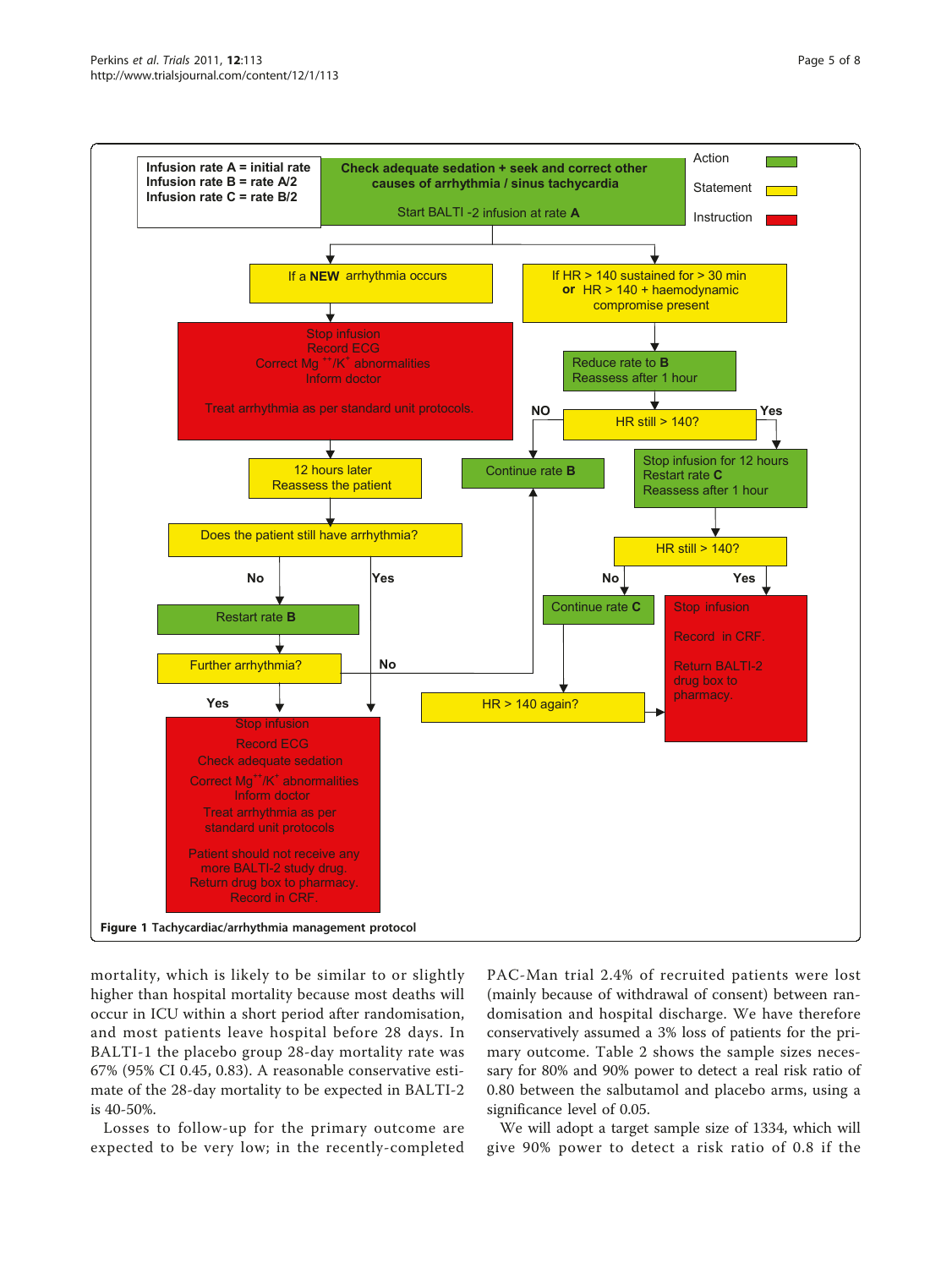Infusion rate A = initial rate
Infusion rate B = rate A/2
Infusion rate C = rate B/2

Action (green) | Statement (yellow) | Instruction (red)

**Check adequate sedation + seek and correct other causes of arrhythmia / sinus tachycardia**

Start BALTI -2 infusion at rate **A**

- If a **NEW** arrhythmia occurs
  - Stop infusion
  - Record ECG
  - Correct $Mg^{++}/K^{+}$ abnormalities
  - Inform doctor
  - Treat arrhythmia as per standard unit protocols.
  - 12 hours later Reassess the patient
  - Does the patient still have arrhythmia?
    - No → Restart rate **B** → Further arrhythmia?
      - No → Continue rate **B**
      - Yes → see below
    - Yes → Stop infusion; Record ECG; Check adequate sedation; Correct $Mg^{++}/K^{+}$ abnormalities; Inform doctor; Treat arrhythmia as per standard unit protocols. Patient should not receive any more BALTI-2 study drug. Return drug box to pharmacy. Record in CRF.
- If HR > 140 sustained for > 30 min **or** HR > 140 + haemodynamic compromise present
  - Reduce rate to **B**. Reassess after 1 hour
  - HR still > 140?
    - **NO** → Continue rate **B**
    - **Yes** → Stop infusion for 12 hours. Restart rate **C**. Reassess after 1 hour
      - HR still > 140?
        - No → Continue rate **C** → HR > 140 again? → Stop infusion
        - Yes → Stop infusion. Record in CRF. Return BALTI-2 drug box to pharmacy.

**Figure 1 Tachycardiac/arrhythmia management protocol**

mortality, which is likely to be similar to or slightly higher than hospital mortality because most deaths will occur in ICU within a short period after randomisation, and most patients leave hospital before 28 days. In BALTI-1 the placebo group 28-day mortality rate was 67% (95% CI 0.45, 0.83). A reasonable conservative estimate of the 28-day mortality to be expected in BALTI-2 is 40-50%.

Losses to follow-up for the primary outcome are expected to be very low; in the recently-completed PAC-Man trial 2.4% of recruited patients were lost (mainly because of withdrawal of consent) between randomisation and hospital discharge. We have therefore conservatively assumed a 3% loss of patients for the primary outcome. Table 2 shows the sample sizes necessary for 80% and 90% power to detect a real risk ratio of 0.80 between the salbutamol and placebo arms, using a significance level of 0.05.

We will adopt a target sample size of 1334, which will give 90% power to detect a risk ratio of 0.8 if the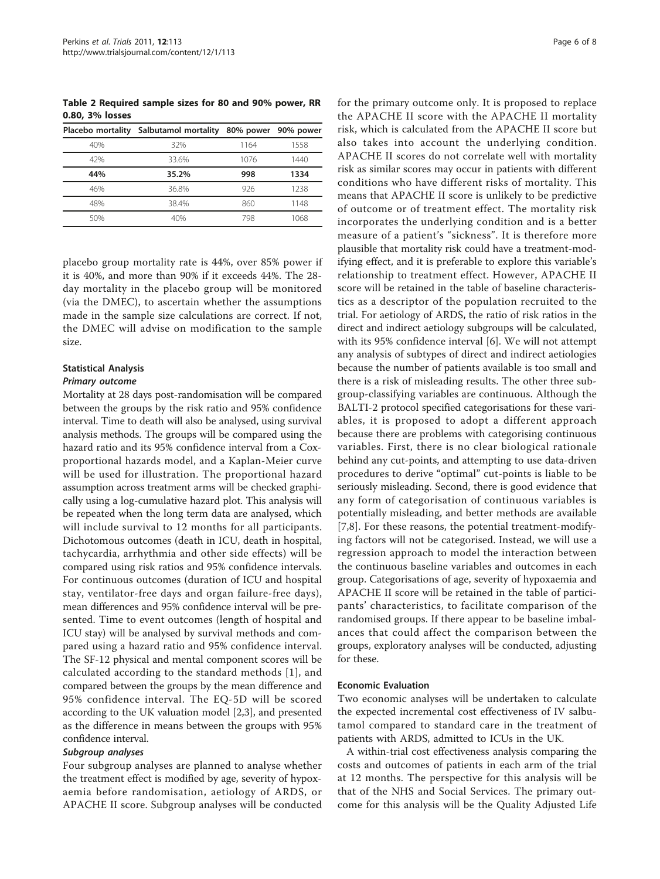**Table 2 Required sample sizes for 80 and 90% power, RR 0.80, 3% losses**

| Placebo mortality | Salbutamol mortality | 80% power | 90% power |
|---|---|---|---|
| 40% | 32% | 1164 | 1558 |
| 42% | 33.6% | 1076 | 1440 |
| **44%** | **35.2%** | **998** | **1334** |
| 46% | 36.8% | 926 | 1238 |
| 48% | 38.4% | 860 | 1148 |
| 50% | 40% | 798 | 1068 |

placebo group mortality rate is 44%, over 85% power if it is 40%, and more than 90% if it exceeds 44%. The 28-day mortality in the placebo group will be monitored (via the DMEC), to ascertain whether the assumptions made in the sample size calculations are correct. If not, the DMEC will advise on modification to the sample size.

### Statistical Analysis

#### *Primary outcome*

Mortality at 28 days post-randomisation will be compared between the groups by the risk ratio and 95% confidence interval. Time to death will also be analysed, using survival analysis methods. The groups will be compared using the hazard ratio and its 95% confidence interval from a Cox-proportional hazards model, and a Kaplan-Meier curve will be used for illustration. The proportional hazard assumption across treatment arms will be checked graphically using a log-cumulative hazard plot. This analysis will be repeated when the long term data are analysed, which will include survival to 12 months for all participants. Dichotomous outcomes (death in ICU, death in hospital, tachycardia, arrhythmia and other side effects) will be compared using risk ratios and 95% confidence intervals. For continuous outcomes (duration of ICU and hospital stay, ventilator-free days and organ failure-free days), mean differences and 95% confidence interval will be presented. Time to event outcomes (length of hospital and ICU stay) will be analysed by survival methods and compared using a hazard ratio and 95% confidence interval. The SF-12 physical and mental component scores will be calculated according to the standard methods [1], and compared between the groups by the mean difference and 95% confidence interval. The EQ-5D will be scored according to the UK valuation model [2,3], and presented as the difference in means between the groups with 95% confidence interval.

#### *Subgroup analyses*

Four subgroup analyses are planned to analyse whether the treatment effect is modified by age, severity of hypoxaemia before randomisation, aetiology of ARDS, or APACHE II score. Subgroup analyses will be conducted for the primary outcome only. It is proposed to replace the APACHE II score with the APACHE II mortality risk, which is calculated from the APACHE II score but also takes into account the underlying condition. APACHE II scores do not correlate well with mortality risk as similar scores may occur in patients with different conditions who have different risks of mortality. This means that APACHE II score is unlikely to be predictive of outcome or of treatment effect. The mortality risk incorporates the underlying condition and is a better measure of a patient's "sickness". It is therefore more plausible that mortality risk could have a treatment-modifying effect, and it is preferable to explore this variable's relationship to treatment effect. However, APACHE II score will be retained in the table of baseline characteristics as a descriptor of the population recruited to the trial. For aetiology of ARDS, the ratio of risk ratios in the direct and indirect aetiology subgroups will be calculated, with its 95% confidence interval [6]. We will not attempt any analysis of subtypes of direct and indirect aetiologies because the number of patients available is too small and there is a risk of misleading results. The other three subgroup-classifying variables are continuous. Although the BALTI-2 protocol specified categorisations for these variables, it is proposed to adopt a different approach because there are problems with categorising continuous variables. First, there is no clear biological rationale behind any cut-points, and attempting to use data-driven procedures to derive "optimal" cut-points is liable to be seriously misleading. Second, there is good evidence that any form of categorisation of continuous variables is potentially misleading, and better methods are available [7,8]. For these reasons, the potential treatment-modifying factors will not be categorised. Instead, we will use a regression approach to model the interaction between the continuous baseline variables and outcomes in each group. Categorisations of age, severity of hypoxaemia and APACHE II score will be retained in the table of participants' characteristics, to facilitate comparison of the randomised groups. If there appear to be baseline imbalances that could affect the comparison between the groups, exploratory analyses will be conducted, adjusting for these.

### Economic Evaluation

Two economic analyses will be undertaken to calculate the expected incremental cost effectiveness of IV salbutamol compared to standard care in the treatment of patients with ARDS, admitted to ICUs in the UK.

A within-trial cost effectiveness analysis comparing the costs and outcomes of patients in each arm of the trial at 12 months. The perspective for this analysis will be that of the NHS and Social Services. The primary outcome for this analysis will be the Quality Adjusted Life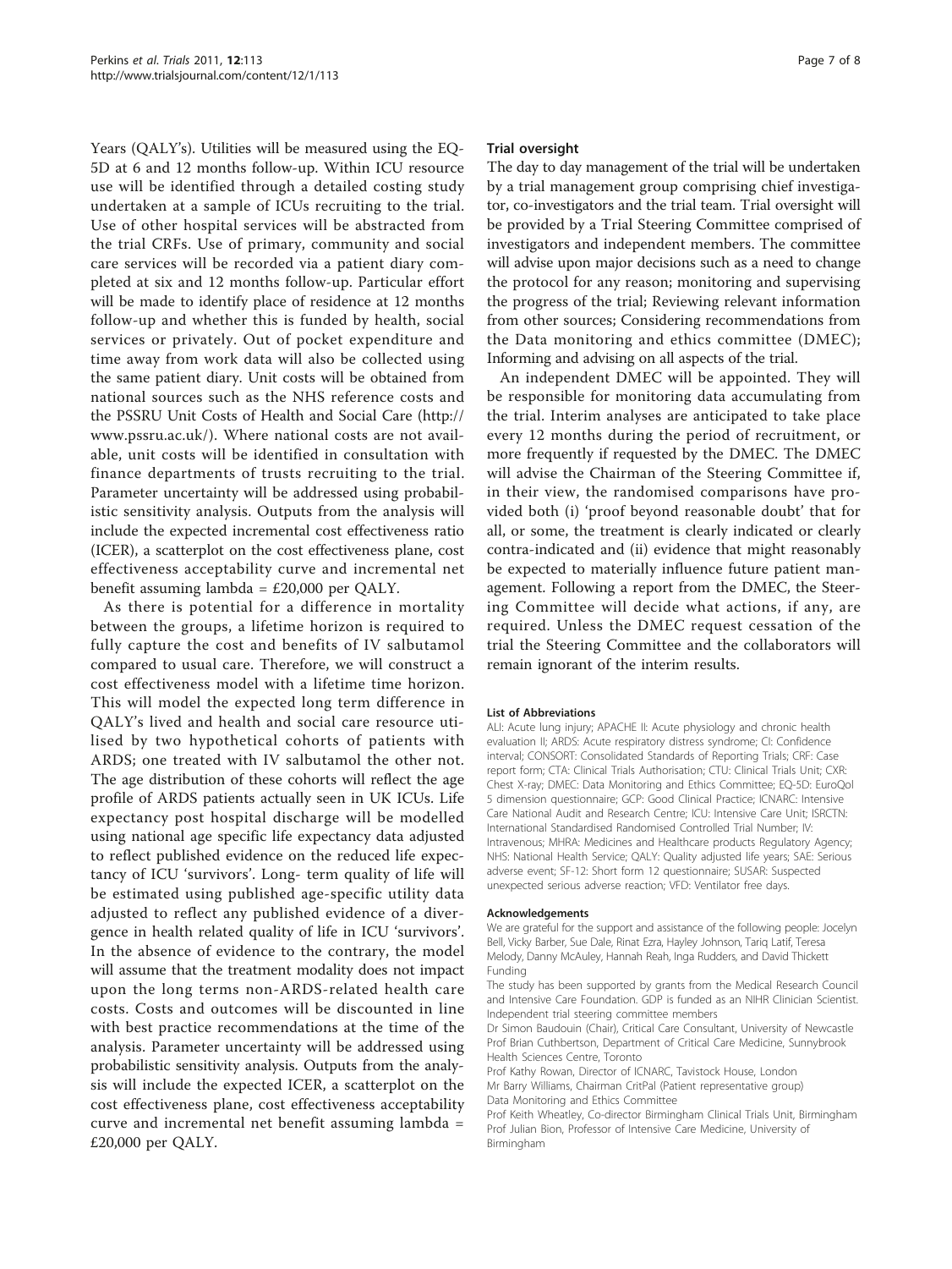Years (QALY's). Utilities will be measured using the EQ-5D at 6 and 12 months follow-up. Within ICU resource use will be identified through a detailed costing study undertaken at a sample of ICUs recruiting to the trial. Use of other hospital services will be abstracted from the trial CRFs. Use of primary, community and social care services will be recorded via a patient diary completed at six and 12 months follow-up. Particular effort will be made to identify place of residence at 12 months follow-up and whether this is funded by health, social services or privately. Out of pocket expenditure and time away from work data will also be collected using the same patient diary. Unit costs will be obtained from national sources such as the NHS reference costs and the PSSRU Unit Costs of Health and Social Care (http://www.pssru.ac.uk/). Where national costs are not available, unit costs will be identified in consultation with finance departments of trusts recruiting to the trial. Parameter uncertainty will be addressed using probabilistic sensitivity analysis. Outputs from the analysis will include the expected incremental cost effectiveness ratio (ICER), a scatterplot on the cost effectiveness plane, cost effectiveness acceptability curve and incremental net benefit assuming lambda = £20,000 per QALY.

As there is potential for a difference in mortality between the groups, a lifetime horizon is required to fully capture the cost and benefits of IV salbutamol compared to usual care. Therefore, we will construct a cost effectiveness model with a lifetime time horizon. This will model the expected long term difference in QALY's lived and health and social care resource utilised by two hypothetical cohorts of patients with ARDS; one treated with IV salbutamol the other not. The age distribution of these cohorts will reflect the age profile of ARDS patients actually seen in UK ICUs. Life expectancy post hospital discharge will be modelled using national age specific life expectancy data adjusted to reflect published evidence on the reduced life expectancy of ICU 'survivors'. Long- term quality of life will be estimated using published age-specific utility data adjusted to reflect any published evidence of a divergence in health related quality of life in ICU 'survivors'. In the absence of evidence to the contrary, the model will assume that the treatment modality does not impact upon the long terms non-ARDS-related health care costs. Costs and outcomes will be discounted in line with best practice recommendations at the time of the analysis. Parameter uncertainty will be addressed using probabilistic sensitivity analysis. Outputs from the analysis will include the expected ICER, a scatterplot on the cost effectiveness plane, cost effectiveness acceptability curve and incremental net benefit assuming lambda = £20,000 per QALY.

### Trial oversight

The day to day management of the trial will be undertaken by a trial management group comprising chief investigator, co-investigators and the trial team. Trial oversight will be provided by a Trial Steering Committee comprised of investigators and independent members. The committee will advise upon major decisions such as a need to change the protocol for any reason; monitoring and supervising the progress of the trial; Reviewing relevant information from other sources; Considering recommendations from the Data monitoring and ethics committee (DMEC); Informing and advising on all aspects of the trial.

An independent DMEC will be appointed. They will be responsible for monitoring data accumulating from the trial. Interim analyses are anticipated to take place every 12 months during the period of recruitment, or more frequently if requested by the DMEC. The DMEC will advise the Chairman of the Steering Committee if, in their view, the randomised comparisons have provided both (i) 'proof beyond reasonable doubt' that for all, or some, the treatment is clearly indicated or clearly contra-indicated and (ii) evidence that might reasonably be expected to materially influence future patient management. Following a report from the DMEC, the Steering Committee will decide what actions, if any, are required. Unless the DMEC request cessation of the trial the Steering Committee and the collaborators will remain ignorant of the interim results.

#### List of Abbreviations

ALI: Acute lung injury; APACHE II: Acute physiology and chronic health evaluation II; ARDS: Acute respiratory distress syndrome; CI: Confidence interval; CONSORT: Consolidated Standards of Reporting Trials; CRF: Case report form; CTA: Clinical Trials Authorisation; CTU: Clinical Trials Unit; CXR: Chest X-ray; DMEC: Data Monitoring and Ethics Committee; EQ-5D: EuroQol 5 dimension questionnaire; GCP: Good Clinical Practice; ICNARC: Intensive Care National Audit and Research Centre; ICU: Intensive Care Unit; ISRCTN: International Standardised Randomised Controlled Trial Number; IV: Intravenous; MHRA: Medicines and Healthcare products Regulatory Agency; NHS: National Health Service; QALY: Quality adjusted life years; SAE: Serious adverse event; SF-12: Short form 12 questionnaire; SUSAR: Suspected unexpected serious adverse reaction; VFD: Ventilator free days.

#### Acknowledgements

We are grateful for the support and assistance of the following people: Jocelyn Bell, Vicky Barber, Sue Dale, Rinat Ezra, Hayley Johnson, Tariq Latif, Teresa Melody, Danny McAuley, Hannah Reah, Inga Rudders, and David Thickett

Funding

The study has been supported by grants from the Medical Research Council and Intensive Care Foundation. GDP is funded as an NIHR Clinician Scientist.

Independent trial steering committee members

Dr Simon Baudouin (Chair), Critical Care Consultant, University of Newcastle

Prof Brian Cuthbertson, Department of Critical Care Medicine, Sunnybrook Health Sciences Centre, Toronto

Prof Kathy Rowan, Director of ICNARC, Tavistock House, London

Mr Barry Williams, Chairman CritPal (Patient representative group)

Data Monitoring and Ethics Committee

Prof Keith Wheatley, Co-director Birmingham Clinical Trials Unit, Birmingham

Prof Julian Bion, Professor of Intensive Care Medicine, University of Birmingham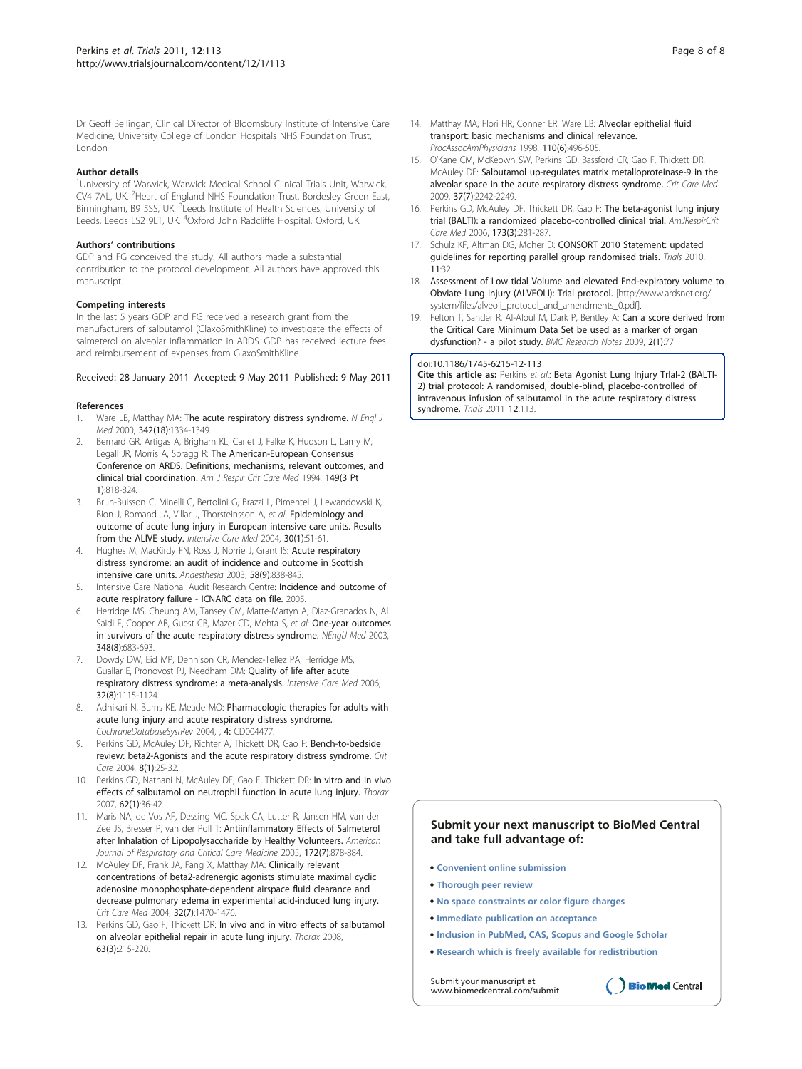Dr Geoff Bellingan, Clinical Director of Bloomsbury Institute of Intensive Care Medicine, University College of London Hospitals NHS Foundation Trust, London

### Author details

[1]University of Warwick, Warwick Medical School Clinical Trials Unit, Warwick, CV4 7AL, UK. [2]Heart of England NHS Foundation Trust, Bordesley Green East, Birmingham, B9 5SS, UK. [3]Leeds Institute of Health Sciences, University of Leeds, Leeds LS2 9LT, UK. [4]Oxford John Radcliffe Hospital, Oxford, UK.

### Authors' contributions

GDP and FG conceived the study. All authors made a substantial contribution to the protocol development. All authors have approved this manuscript.

### Competing interests

In the last 5 years GDP and FG received a research grant from the manufacturers of salbutamol (GlaxoSmithKline) to investigate the effects of salmeterol on alveolar inflammation in ARDS. GDP has received lecture fees and reimbursement of expenses from GlaxoSmithKline.

Received: 28 January 2011 Accepted: 9 May 2011 Published: 9 May 2011

### References

1. Ware LB, Matthay MA: **The acute respiratory distress syndrome.** *N Engl J Med* 2000, **342(18)**:1334-1349.
2. Bernard GR, Artigas A, Brigham KL, Carlet J, Falke K, Hudson L, Lamy M, Legall JR, Morris A, Spragg R: **The American-European Consensus Conference on ARDS. Definitions, mechanisms, relevant outcomes, and clinical trial coordination.** *Am J Respir Crit Care Med* 1994, **149(3 Pt 1)**:818-824.
3. Brun-Buisson C, Minelli C, Bertolini G, Brazzi L, Pimentel J, Lewandowski K, Bion J, Romand JA, Villar J, Thorsteinsson A, *et al*: **Epidemiology and outcome of acute lung injury in European intensive care units. Results from the ALIVE study.** *Intensive Care Med* 2004, **30(1)**:51-61.
4. Hughes M, MacKirdy FN, Ross J, Norrie J, Grant IS: **Acute respiratory distress syndrome: an audit of incidence and outcome in Scottish intensive care units.** *Anaesthesia* 2003, **58(9)**:838-845.
5. Intensive Care National Audit Research Centre: **Incidence and outcome of acute respiratory failure - ICNARC data on file.** 2005.
6. Herridge MS, Cheung AM, Tansey CM, Matte-Martyn A, Diaz-Granados N, Al Saidi F, Cooper AB, Guest CB, Mazer CD, Mehta S, *et al*: **One-year outcomes in survivors of the acute respiratory distress syndrome.** *NEnglJ Med* 2003, **348(8)**:683-693.
7. Dowdy DW, Eid MP, Dennison CR, Mendez-Tellez PA, Herridge MS, Guallar E, Pronovost PJ, Needham DM: **Quality of life after acute respiratory distress syndrome: a meta-analysis.** *Intensive Care Med* 2006, **32(8)**:1115-1124.
8. Adhikari N, Burns KE, Meade MO: **Pharmacologic therapies for adults with acute lung injury and acute respiratory distress syndrome.** *CochraneDatabaseSystRev* 2004, , **4**: CD004477.
9. Perkins GD, McAuley DF, Richter A, Thickett DR, Gao F: **Bench-to-bedside review: beta2-Agonists and the acute respiratory distress syndrome.** *Crit Care* 2004, **8(1)**:25-32.
10. Perkins GD, Nathani N, McAuley DF, Gao F, Thickett DR: **In vitro and in vivo effects of salbutamol on neutrophil function in acute lung injury.** *Thorax* 2007, **62(1)**:36-42.
11. Maris NA, de Vos AF, Dessing MC, Spek CA, Lutter R, Jansen HM, van der Zee JS, Bresser P, van der Poll T: **Antiinflammatory Effects of Salmeterol after Inhalation of Lipopolysaccharide by Healthy Volunteers.** *American Journal of Respiratory and Critical Care Medicine* 2005, **172(7)**:878-884.
12. McAuley DF, Frank JA, Fang X, Matthay MA: **Clinically relevant concentrations of beta2-adrenergic agonists stimulate maximal cyclic adenosine monophosphate-dependent airspace fluid clearance and decrease pulmonary edema in experimental acid-induced lung injury.** *Crit Care Med* 2004, **32(7)**:1470-1476.
13. Perkins GD, Gao F, Thickett DR: **In vivo and in vitro effects of salbutamol on alveolar epithelial repair in acute lung injury.** *Thorax* 2008, **63(3)**:215-220.
14. Matthay MA, Flori HR, Conner ER, Ware LB: **Alveolar epithelial fluid transport: basic mechanisms and clinical relevance.** *ProcAssocAmPhysicians* 1998, **110(6)**:496-505.
15. O'Kane CM, McKeown SW, Perkins GD, Bassford CR, Gao F, Thickett DR, McAuley DF: **Salbutamol up-regulates matrix metalloproteinase-9 in the alveolar space in the acute respiratory distress syndrome.** *Crit Care Med* 2009, **37(7)**:2242-2249.
16. Perkins GD, McAuley DF, Thickett DR, Gao F: **The beta-agonist lung injury trial (BALTI): a randomized placebo-controlled clinical trial.** *AmJRespirCrit Care Med* 2006, **173(3)**:281-287.
17. Schulz KF, Altman DG, Moher D: **CONSORT 2010 Statement: updated guidelines for reporting parallel group randomised trials.** *Trials* 2010, 11:32.
18. **Assessment of Low tidal Volume and elevated End-expiratory volume to Obviate Lung Injury (ALVEOLI): Trial protocol.** [http://www.ardsnet.org/system/files/alveoli_protocol_and_amendments_0.pdf].
19. Felton T, Sander R, Al-Aloul M, Dark P, Bentley A: **Can a score derived from the Critical Care Minimum Data Set be used as a marker of organ dysfunction? - a pilot study.** *BMC Research Notes* 2009, **2(1)**:77.

doi:10.1186/1745-6215-12-113
**Cite this article as:** Perkins *et al.*: Beta Agonist Lung Injury TrIal-2 (BALTI-2) trial protocol: A randomised, double-blind, placebo-controlled of intravenous infusion of salbutamol in the acute respiratory distress syndrome. *Trials* 2011 **12**:113.

**Submit your next manuscript to BioMed Central and take full advantage of:**

- Convenient online submission
- Thorough peer review
- No space constraints or color figure charges
- Immediate publication on acceptance
- Inclusion in PubMed, CAS, Scopus and Google Scholar
- Research which is freely available for redistribution

Submit your manuscript at www.biomedcentral.com/submit

BioMed Central